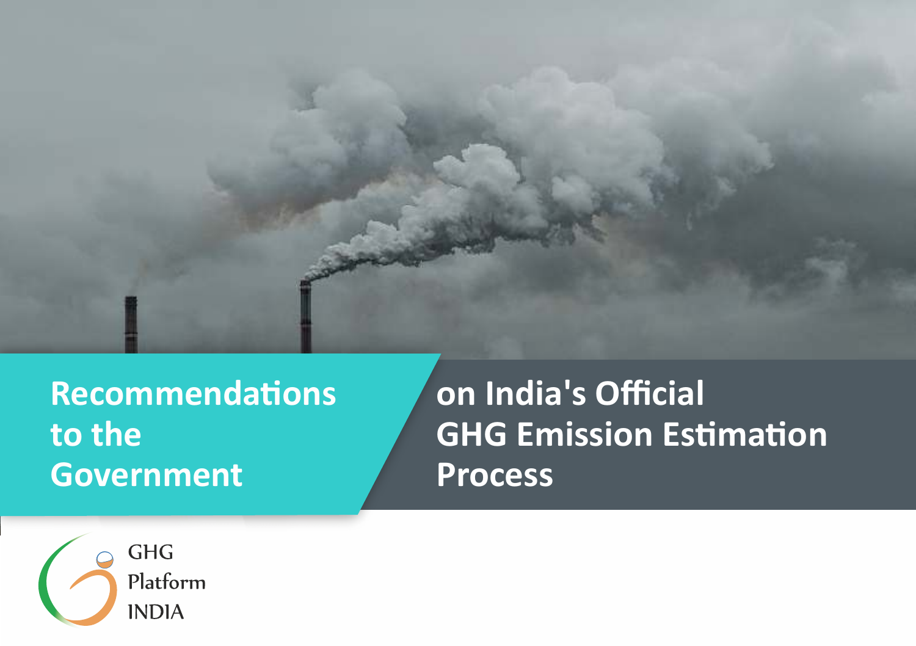# Recommendations to the Government on India's Official GHG Emission Estimation Process

GHG Platform INDIA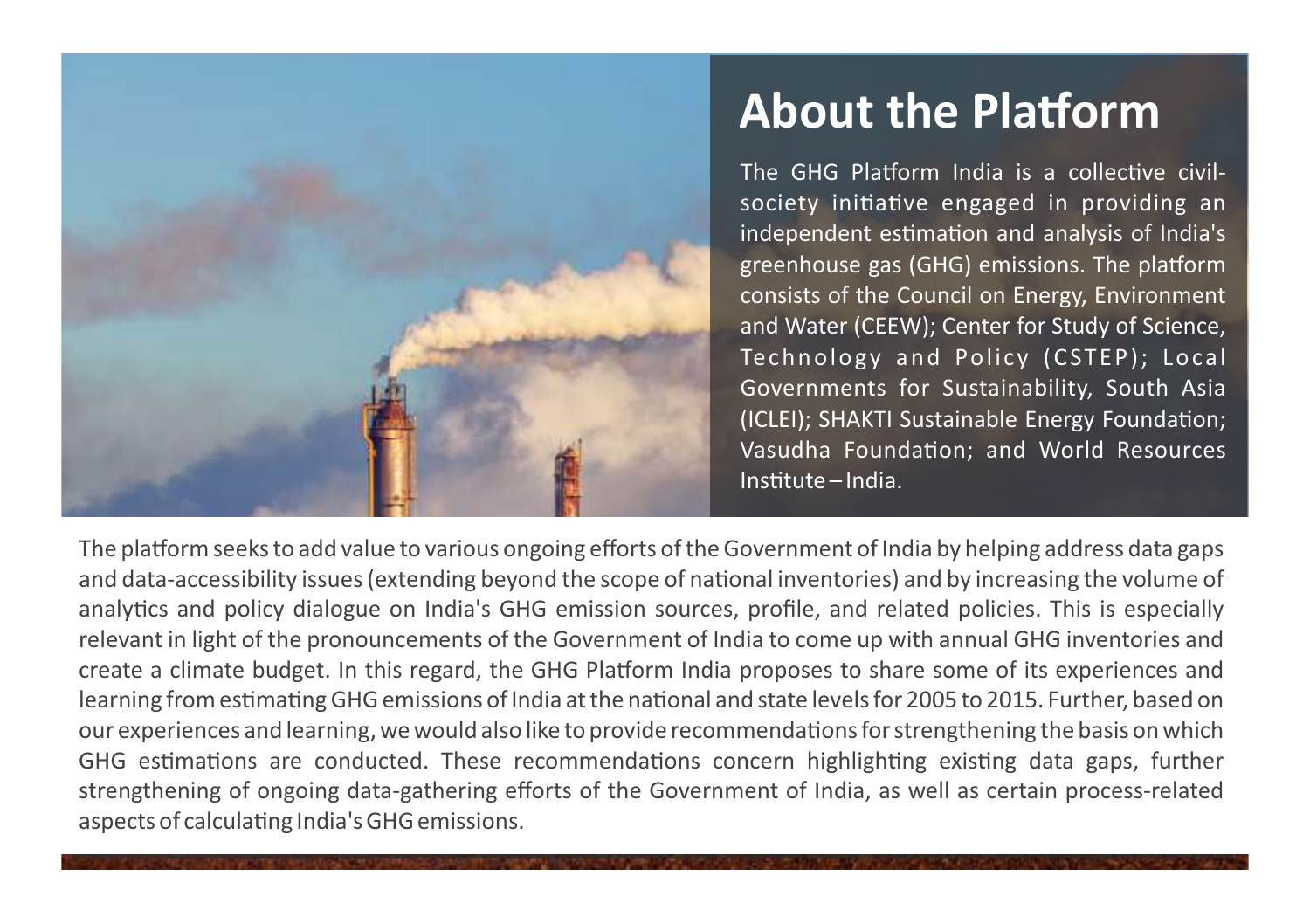# About the Platform

The GHG Platform India is a collective civil-society initiative engaged in providing an independent estimation and analysis of India's greenhouse gas (GHG) emissions. The platform consists of the Council on Energy, Environment and Water (CEEW); Center for Study of Science, Technology and Policy (CSTEP); Local Governments for Sustainability, South Asia (ICLEI); SHAKTI Sustainable Energy Foundation; Vasudha Foundation; and World Resources Institute – India.

The platform seeks to add value to various ongoing efforts of the Government of India by helping address data gaps and data-accessibility issues (extending beyond the scope of national inventories) and by increasing the volume of analytics and policy dialogue on India's GHG emission sources, profile, and related policies. This is especially relevant in light of the pronouncements of the Government of India to come up with annual GHG inventories and create a climate budget. In this regard, the GHG Platform India proposes to share some of its experiences and learning from estimating GHG emissions of India at the national and state levels for 2005 to 2015. Further, based on our experiences and learning, we would also like to provide recommendations for strengthening the basis on which GHG estimations are conducted. These recommendations concern highlighting existing data gaps, further strengthening of ongoing data-gathering efforts of the Government of India, as well as certain process-related aspects of calculating India's GHG emissions.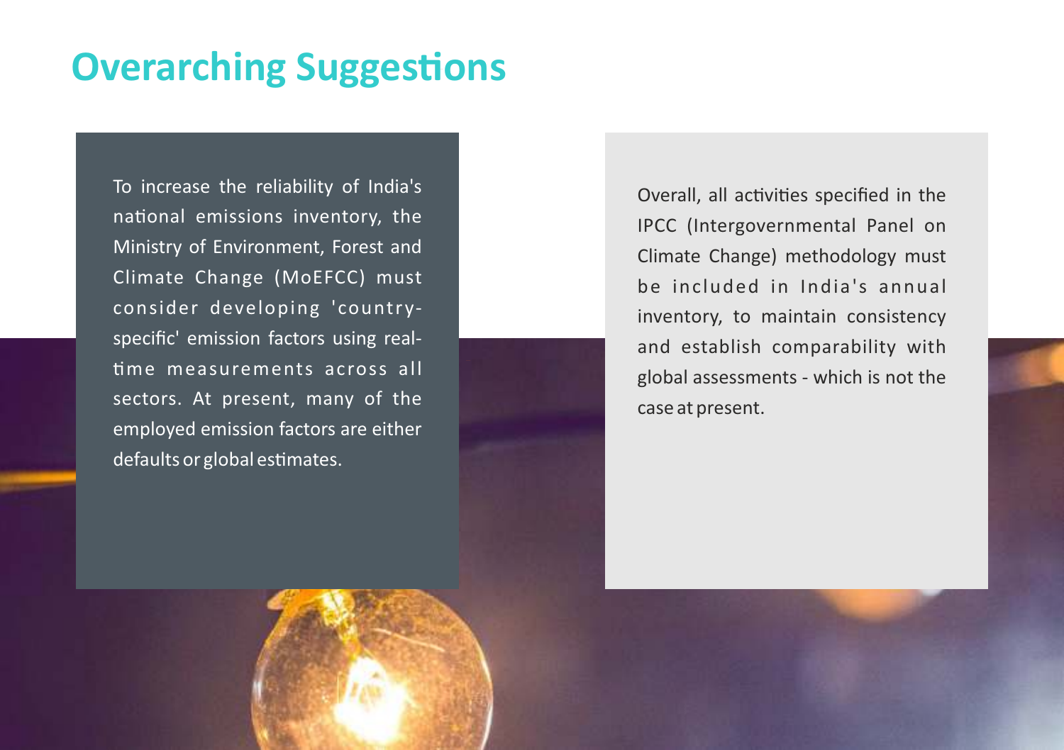# Overarching Suggestions

To increase the reliability of India's national emissions inventory, the Ministry of Environment, Forest and Climate Change (MoEFCC) must consider developing 'country-specific' emission factors using real-time measurements across all sectors. At present, many of the employed emission factors are either defaults or global estimates.

Overall, all activities specified in the IPCC (Intergovernmental Panel on Climate Change) methodology must be included in India's annual inventory, to maintain consistency and establish comparability with global assessments - which is not the case at present.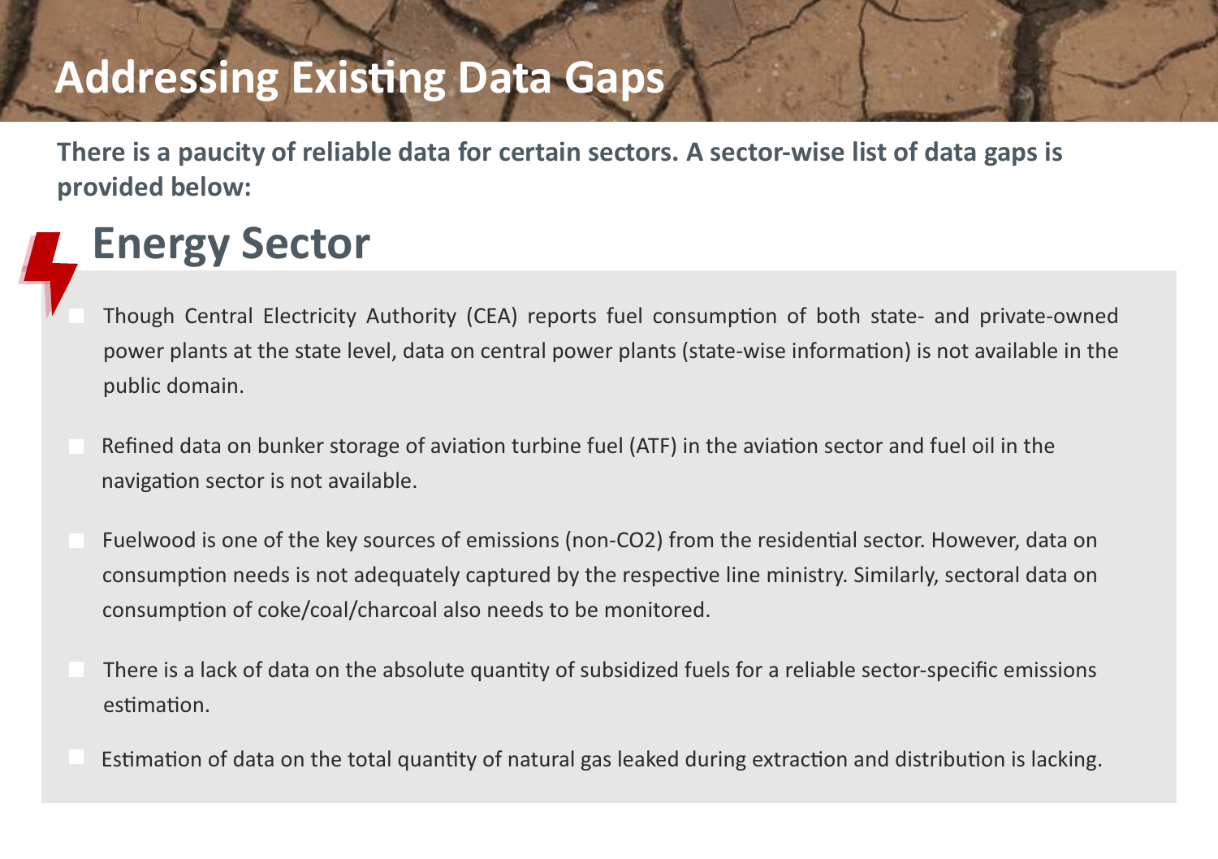# Addressing Existing Data Gaps

**There is a paucity of reliable data for certain sectors. A sector-wise list of data gaps is provided below:**

## Energy Sector

- Though Central Electricity Authority (CEA) reports fuel consumption of both state- and private-owned power plants at the state level, data on central power plants (state-wise information) is not available in the public domain.
- Refined data on bunker storage of aviation turbine fuel (ATF) in the aviation sector and fuel oil in the navigation sector is not available.
- Fuelwood is one of the key sources of emissions (non-$CO_2$) from the residential sector. However, data on consumption needs is not adequately captured by the respective line ministry. Similarly, sectoral data on consumption of coke/coal/charcoal also needs to be monitored.
- There is a lack of data on the absolute quantity of subsidized fuels for a reliable sector-specific emissions estimation.
- Estimation of data on the total quantity of natural gas leaked during extraction and distribution is lacking.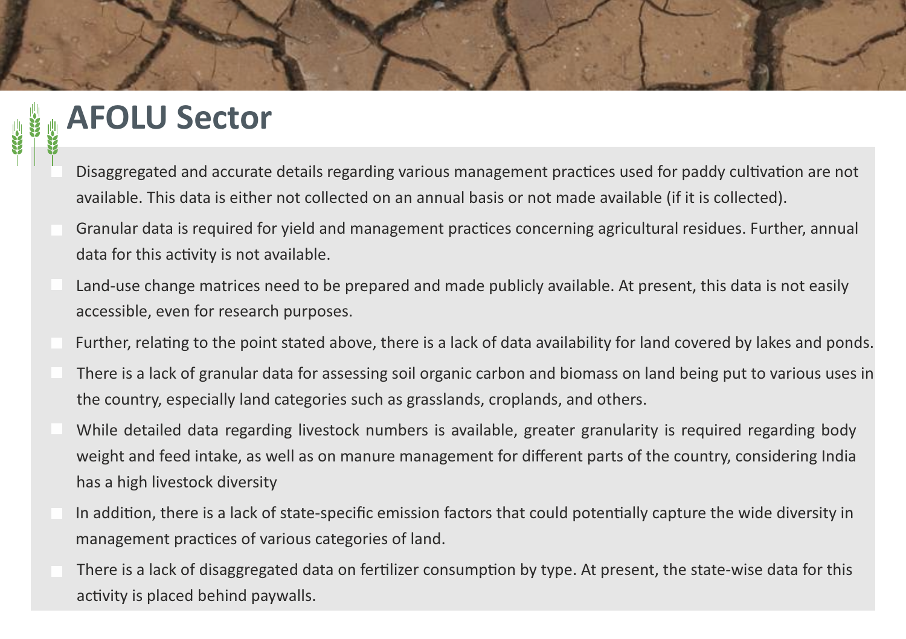## AFOLU Sector

- Disaggregated and accurate details regarding various management practices used for paddy cultivation are not available. This data is either not collected on an annual basis or not made available (if it is collected).
- Granular data is required for yield and management practices concerning agricultural residues. Further, annual data for this activity is not available.
- Land-use change matrices need to be prepared and made publicly available. At present, this data is not easily accessible, even for research purposes.
- Further, relating to the point stated above, there is a lack of data availability for land covered by lakes and ponds.
- There is a lack of granular data for assessing soil organic carbon and biomass on land being put to various uses in the country, especially land categories such as grasslands, croplands, and others.
- While detailed data regarding livestock numbers is available, greater granularity is required regarding body weight and feed intake, as well as on manure management for different parts of the country, considering India has a high livestock diversity
- In addition, there is a lack of state-specific emission factors that could potentially capture the wide diversity in management practices of various categories of land.
- There is a lack of disaggregated data on fertilizer consumption by type. At present, the state-wise data for this activity is placed behind paywalls.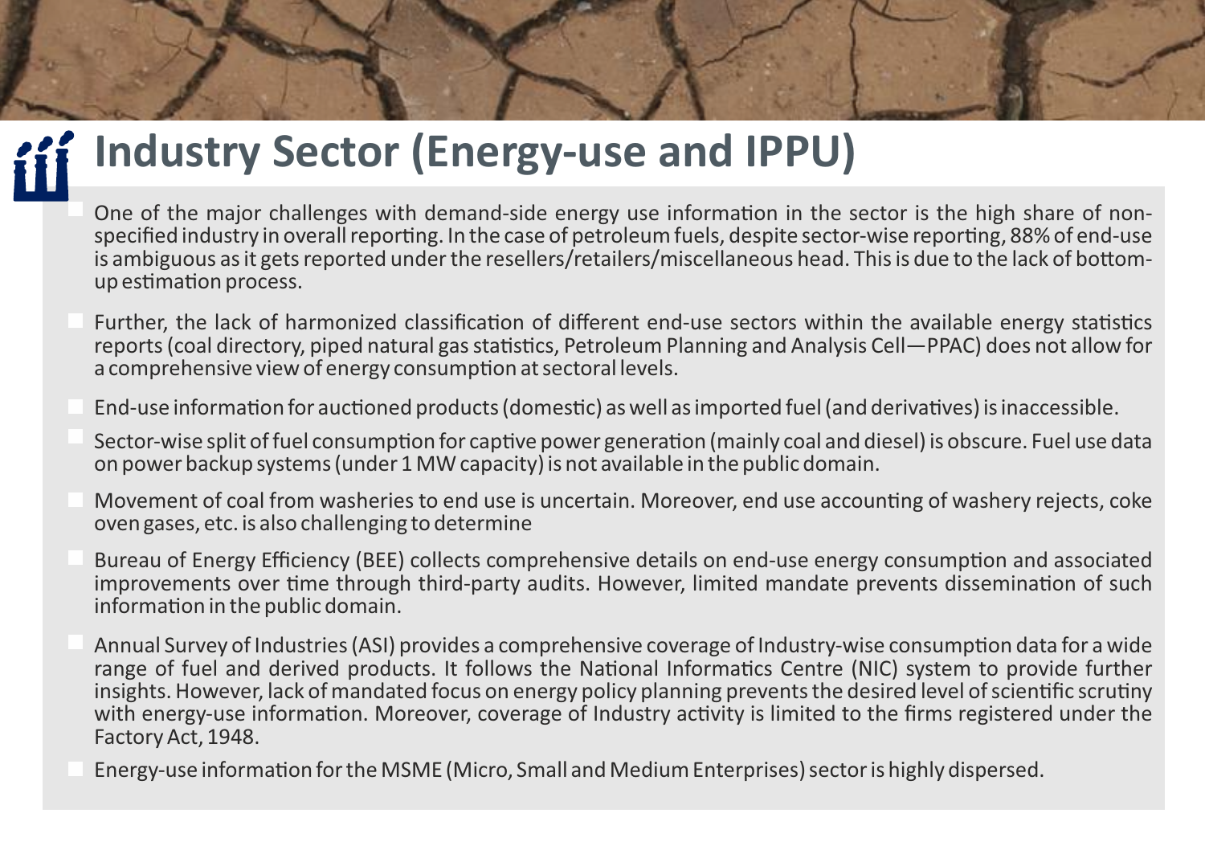# Industry Sector (Energy-use and IPPU)

- One of the major challenges with demand-side energy use information in the sector is the high share of non-specified industry in overall reporting. In the case of petroleum fuels, despite sector-wise reporting, 88% of end-use is ambiguous as it gets reported under the resellers/retailers/miscellaneous head. This is due to the lack of bottom-up estimation process.
- Further, the lack of harmonized classification of different end-use sectors within the available energy statistics reports (coal directory, piped natural gas statistics, Petroleum Planning and Analysis Cell—PPAC) does not allow for a comprehensive view of energy consumption at sectoral levels.
- End-use information for auctioned products (domestic) as well as imported fuel (and derivatives) is inaccessible.
- Sector-wise split of fuel consumption for captive power generation (mainly coal and diesel) is obscure. Fuel use data on power backup systems (under 1 MW capacity) is not available in the public domain.
- Movement of coal from washeries to end use is uncertain. Moreover, end use accounting of washery rejects, coke oven gases, etc. is also challenging to determine
- Bureau of Energy Efficiency (BEE) collects comprehensive details on end-use energy consumption and associated improvements over time through third-party audits. However, limited mandate prevents dissemination of such information in the public domain.
- Annual Survey of Industries (ASI) provides a comprehensive coverage of Industry-wise consumption data for a wide range of fuel and derived products. It follows the National Informatics Centre (NIC) system to provide further insights. However, lack of mandated focus on energy policy planning prevents the desired level of scientific scrutiny with energy-use information. Moreover, coverage of Industry activity is limited to the firms registered under the Factory Act, 1948.
- Energy-use information for the MSME (Micro, Small and Medium Enterprises) sector is highly dispersed.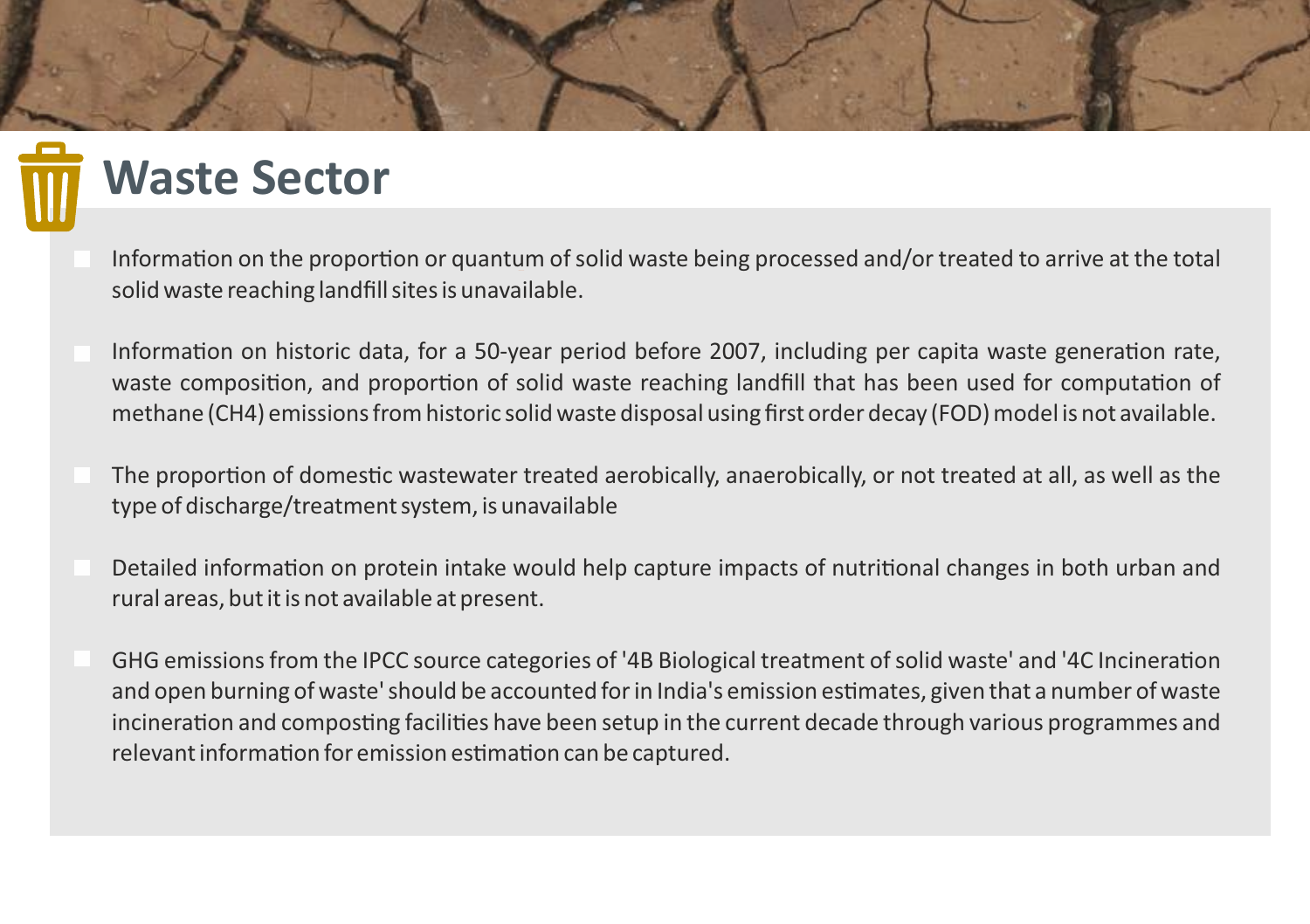## Waste Sector

- Information on the proportion or quantum of solid waste being processed and/or treated to arrive at the total solid waste reaching landfill sites is unavailable.
- Information on historic data, for a 50-year period before 2007, including per capita waste generation rate, waste composition, and proportion of solid waste reaching landfill that has been used for computation of methane ($CH_4$) emissions from historic solid waste disposal using first order decay (FOD) model is not available.
- The proportion of domestic wastewater treated aerobically, anaerobically, or not treated at all, as well as the type of discharge/treatment system, is unavailable
- Detailed information on protein intake would help capture impacts of nutritional changes in both urban and rural areas, but it is not available at present.
- GHG emissions from the IPCC source categories of '4B Biological treatment of solid waste' and '4C Incineration and open burning of waste' should be accounted for in India's emission estimates, given that a number of waste incineration and composting facilities have been setup in the current decade through various programmes and relevant information for emission estimation can be captured.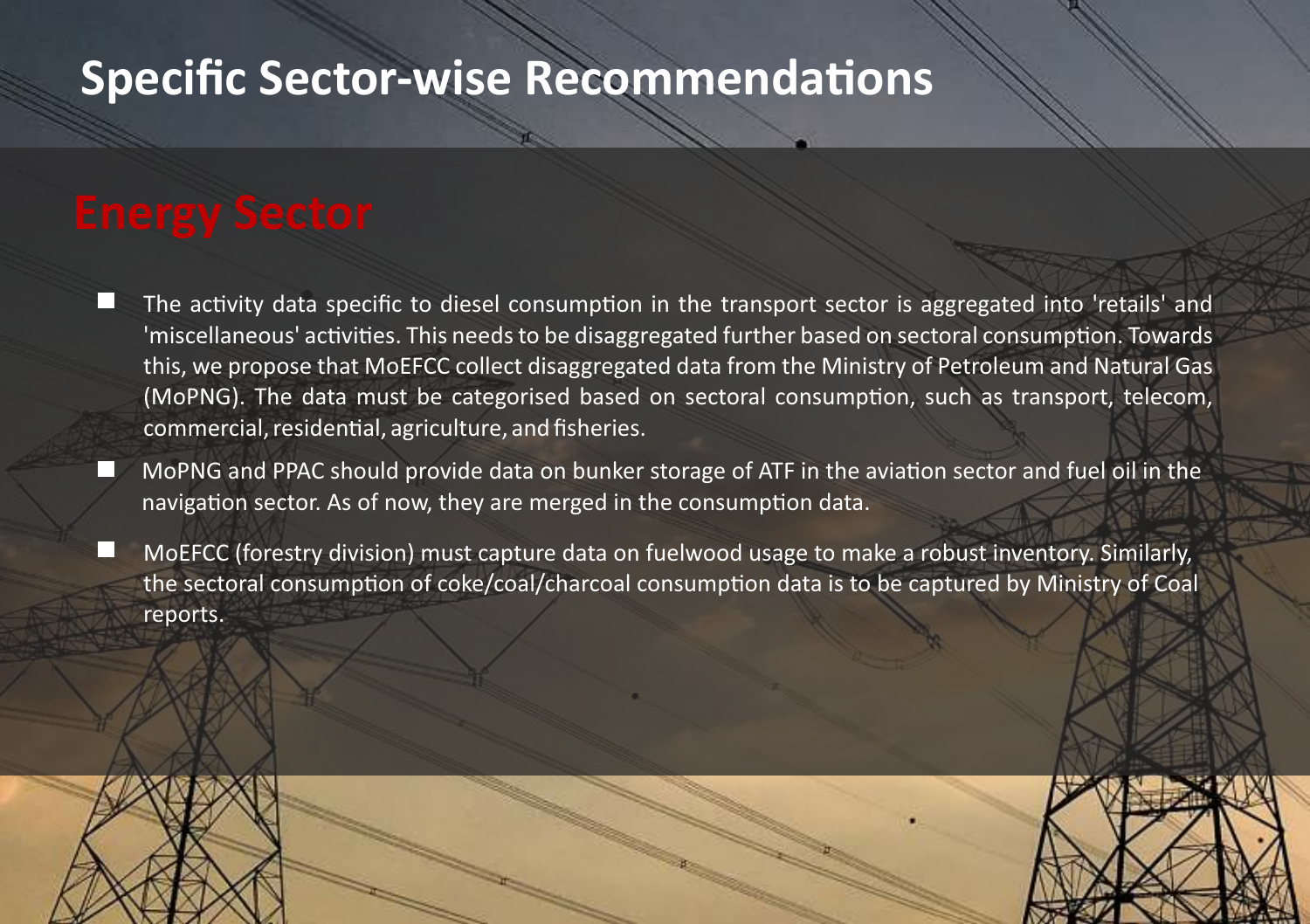# Specific Sector-wise Recommendations

## Energy Sector

- The activity data specific to diesel consumption in the transport sector is aggregated into 'retails' and 'miscellaneous' activities. This needs to be disaggregated further based on sectoral consumption. Towards this, we propose that MoEFCC collect disaggregated data from the Ministry of Petroleum and Natural Gas (MoPNG). The data must be categorised based on sectoral consumption, such as transport, telecom, commercial, residential, agriculture, and fisheries.
- MoPNG and PPAC should provide data on bunker storage of ATF in the aviation sector and fuel oil in the navigation sector. As of now, they are merged in the consumption data.
- MoEFCC (forestry division) must capture data on fuelwood usage to make a robust inventory. Similarly, the sectoral consumption of coke/coal/charcoal consumption data is to be captured by Ministry of Coal reports.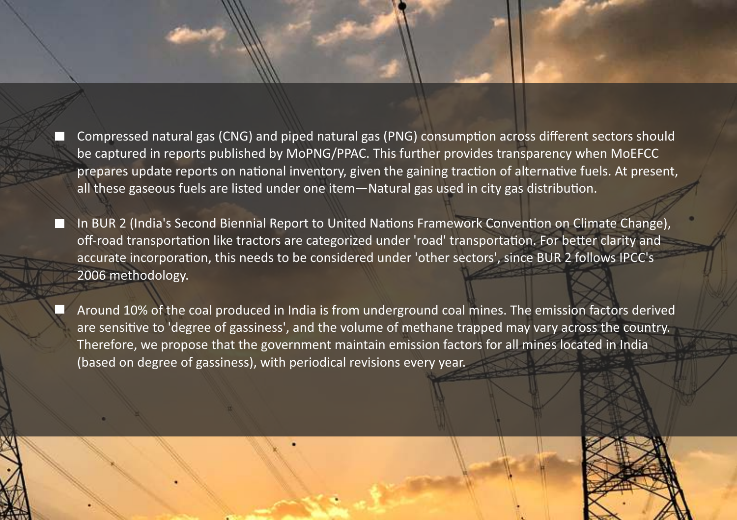- Compressed natural gas (CNG) and piped natural gas (PNG) consumption across different sectors should be captured in reports published by MoPNG/PPAC. This further provides transparency when MoEFCC prepares update reports on national inventory, given the gaining traction of alternative fuels. At present, all these gaseous fuels are listed under one item—Natural gas used in city gas distribution.
- In BUR 2 (India's Second Biennial Report to United Nations Framework Convention on Climate Change), off-road transportation like tractors are categorized under 'road' transportation. For better clarity and accurate incorporation, this needs to be considered under 'other sectors', since BUR 2 follows IPCC's 2006 methodology.
- Around 10% of the coal produced in India is from underground coal mines. The emission factors derived are sensitive to 'degree of gassiness', and the volume of methane trapped may vary across the country. Therefore, we propose that the government maintain emission factors for all mines located in India (based on degree of gassiness), with periodical revisions every year.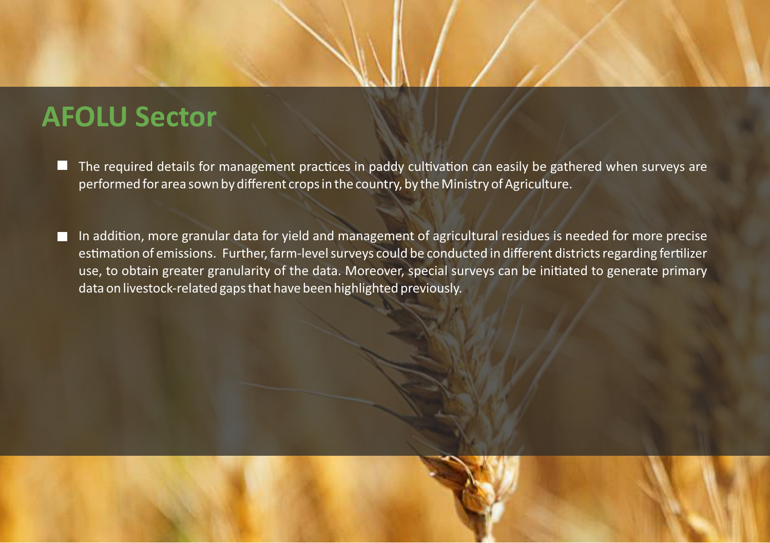## AFOLU Sector

- The required details for management practices in paddy cultivation can easily be gathered when surveys are performed for area sown by different crops in the country, by the Ministry of Agriculture.

- In addition, more granular data for yield and management of agricultural residues is needed for more precise estimation of emissions. Further, farm-level surveys could be conducted in different districts regarding fertilizer use, to obtain greater granularity of the data. Moreover, special surveys can be initiated to generate primary data on livestock-related gaps that have been highlighted previously.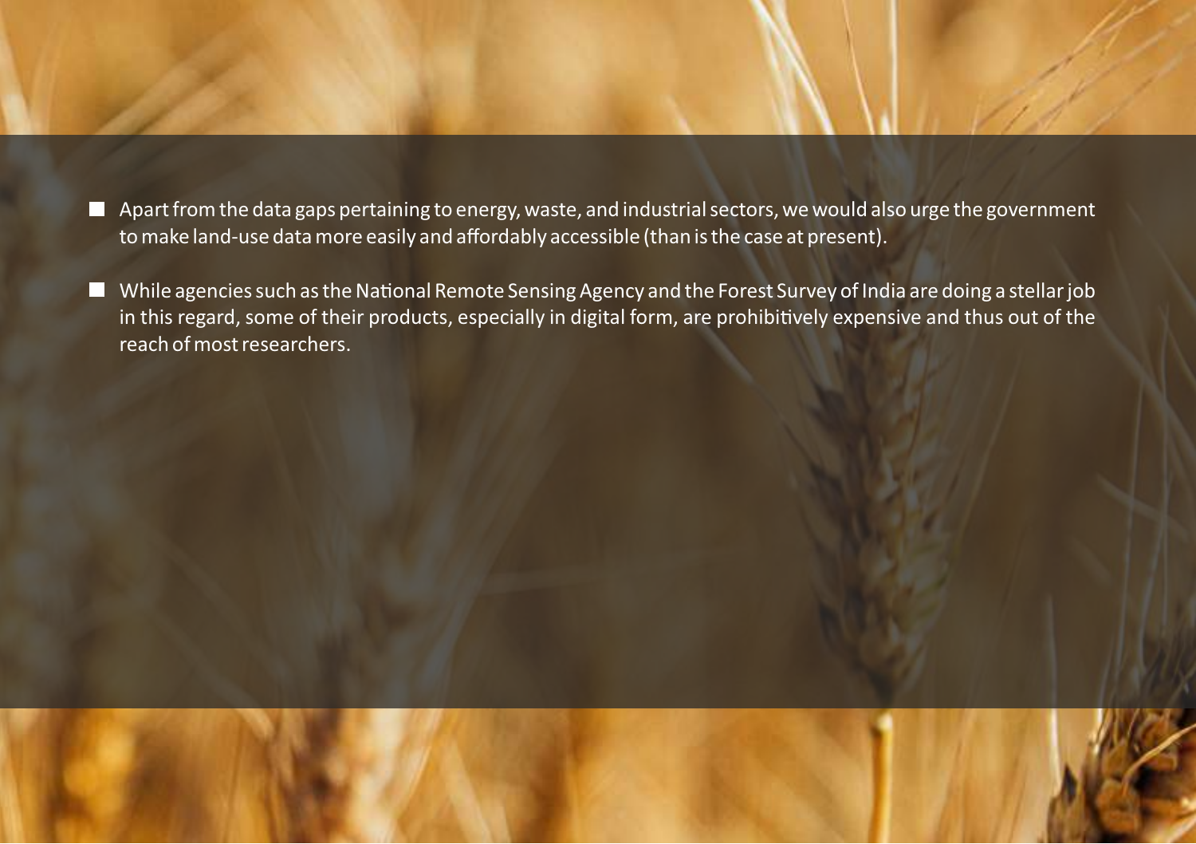- Apart from the data gaps pertaining to energy, waste, and industrial sectors, we would also urge the government to make land-use data more easily and affordably accessible (than is the case at present).

- While agencies such as the National Remote Sensing Agency and the Forest Survey of India are doing a stellar job in this regard, some of their products, especially in digital form, are prohibitively expensive and thus out of the reach of most researchers.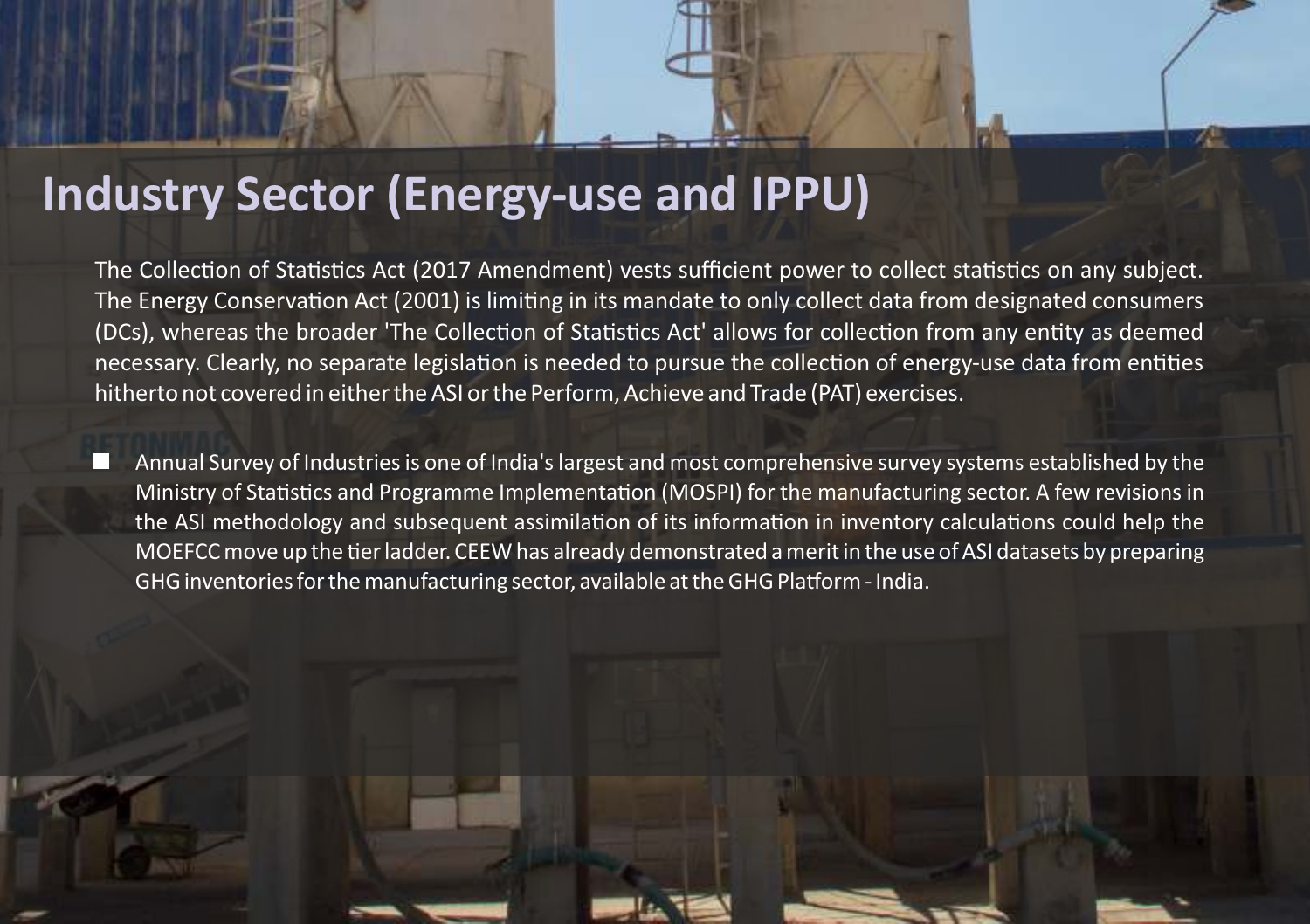# Industry Sector (Energy-use and IPPU)

The Collection of Statistics Act (2017 Amendment) vests sufficient power to collect statistics on any subject. The Energy Conservation Act (2001) is limiting in its mandate to only collect data from designated consumers (DCs), whereas the broader 'The Collection of Statistics Act' allows for collection from any entity as deemed necessary. Clearly, no separate legislation is needed to pursue the collection of energy-use data from entities hitherto not covered in either the ASI or the Perform, Achieve and Trade (PAT) exercises.

- Annual Survey of Industries is one of India's largest and most comprehensive survey systems established by the Ministry of Statistics and Programme Implementation (MOSPI) for the manufacturing sector. A few revisions in the ASI methodology and subsequent assimilation of its information in inventory calculations could help the MOEFCC move up the tier ladder. CEEW has already demonstrated a merit in the use of ASI datasets by preparing GHG inventories for the manufacturing sector, available at the GHG Platform - India.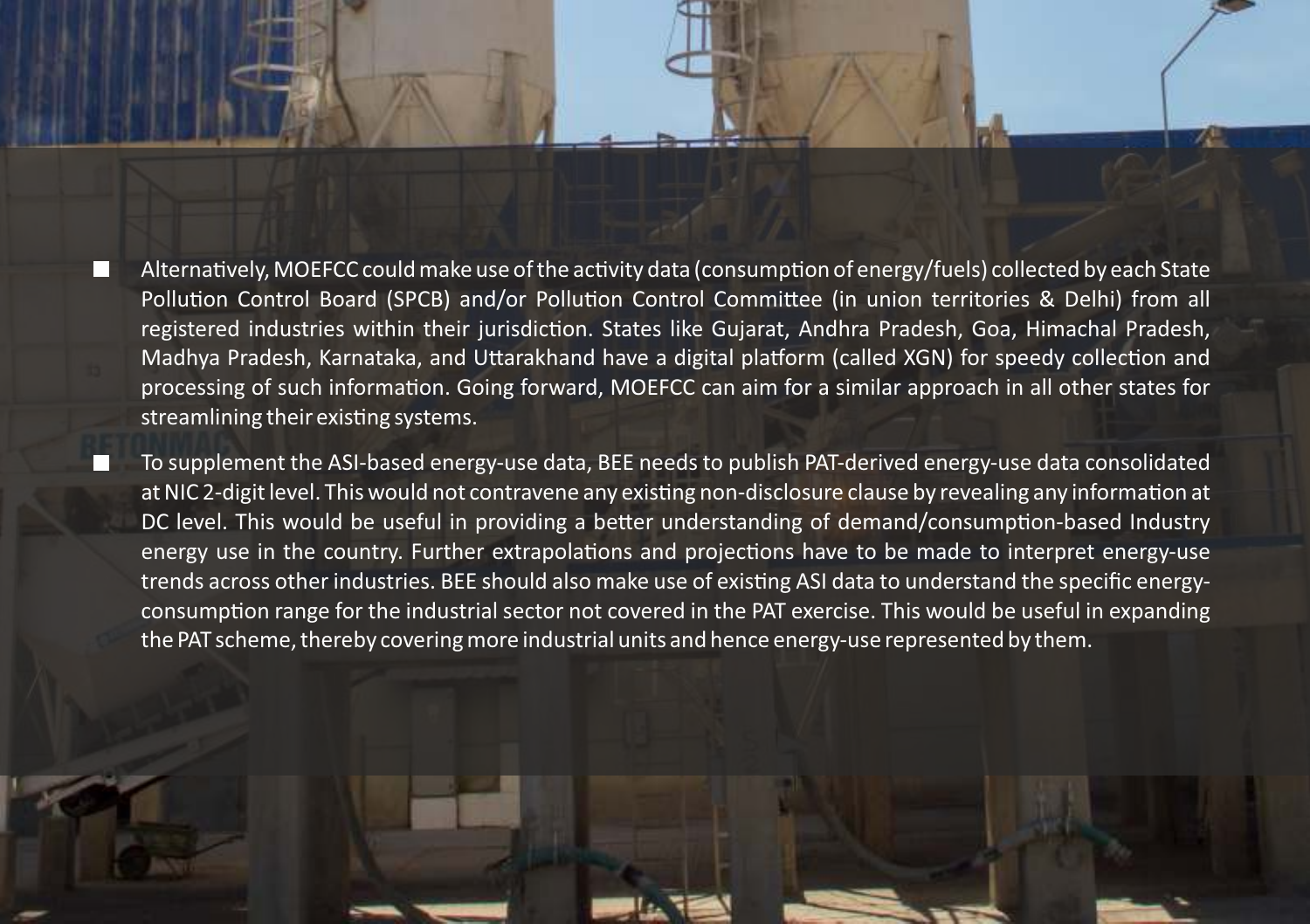- Alternatively, MOEFCC could make use of the activity data (consumption of energy/fuels) collected by each State Pollution Control Board (SPCB) and/or Pollution Control Committee (in union territories & Delhi) from all registered industries within their jurisdiction. States like Gujarat, Andhra Pradesh, Goa, Himachal Pradesh, Madhya Pradesh, Karnataka, and Uttarakhand have a digital platform (called XGN) for speedy collection and processing of such information. Going forward, MOEFCC can aim for a similar approach in all other states for streamlining their existing systems.
- To supplement the ASI-based energy-use data, BEE needs to publish PAT-derived energy-use data consolidated at NIC 2-digit level. This would not contravene any existing non-disclosure clause by revealing any information at DC level. This would be useful in providing a better understanding of demand/consumption-based Industry energy use in the country. Further extrapolations and projections have to be made to interpret energy-use trends across other industries. BEE should also make use of existing ASI data to understand the specific energy-consumption range for the industrial sector not covered in the PAT exercise. This would be useful in expanding the PAT scheme, thereby covering more industrial units and hence energy-use represented by them.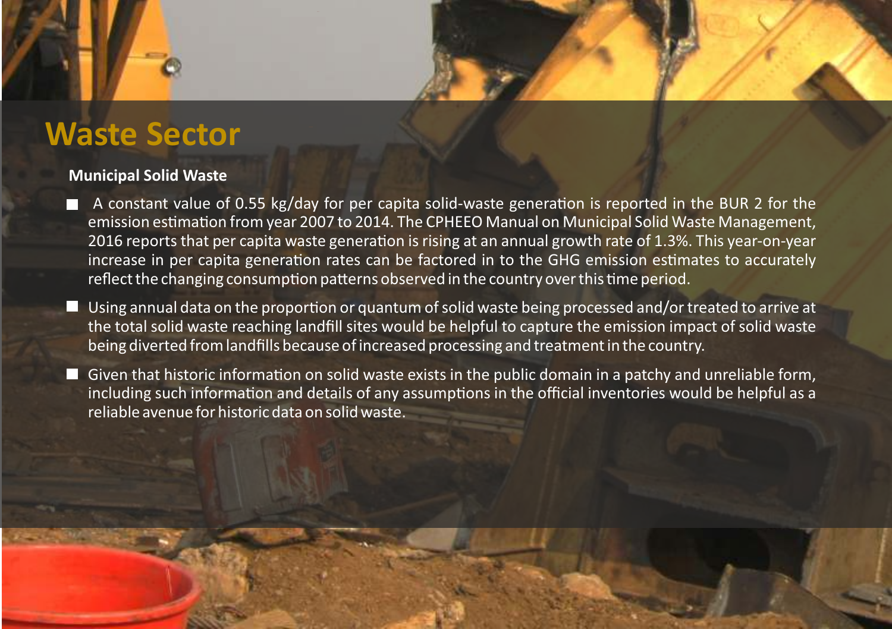# Waste Sector

## Municipal Solid Waste

- A constant value of 0.55 kg/day for per capita solid-waste generation is reported in the BUR 2 for the emission estimation from year 2007 to 2014. The CPHEEO Manual on Municipal Solid Waste Management, 2016 reports that per capita waste generation is rising at an annual growth rate of 1.3%. This year-on-year increase in per capita generation rates can be factored in to the GHG emission estimates to accurately reflect the changing consumption patterns observed in the country over this time period.
- Using annual data on the proportion or quantum of solid waste being processed and/or treated to arrive at the total solid waste reaching landfill sites would be helpful to capture the emission impact of solid waste being diverted from landfills because of increased processing and treatment in the country.
- Given that historic information on solid waste exists in the public domain in a patchy and unreliable form, including such information and details of any assumptions in the official inventories would be helpful as a reliable avenue for historic data on solid waste.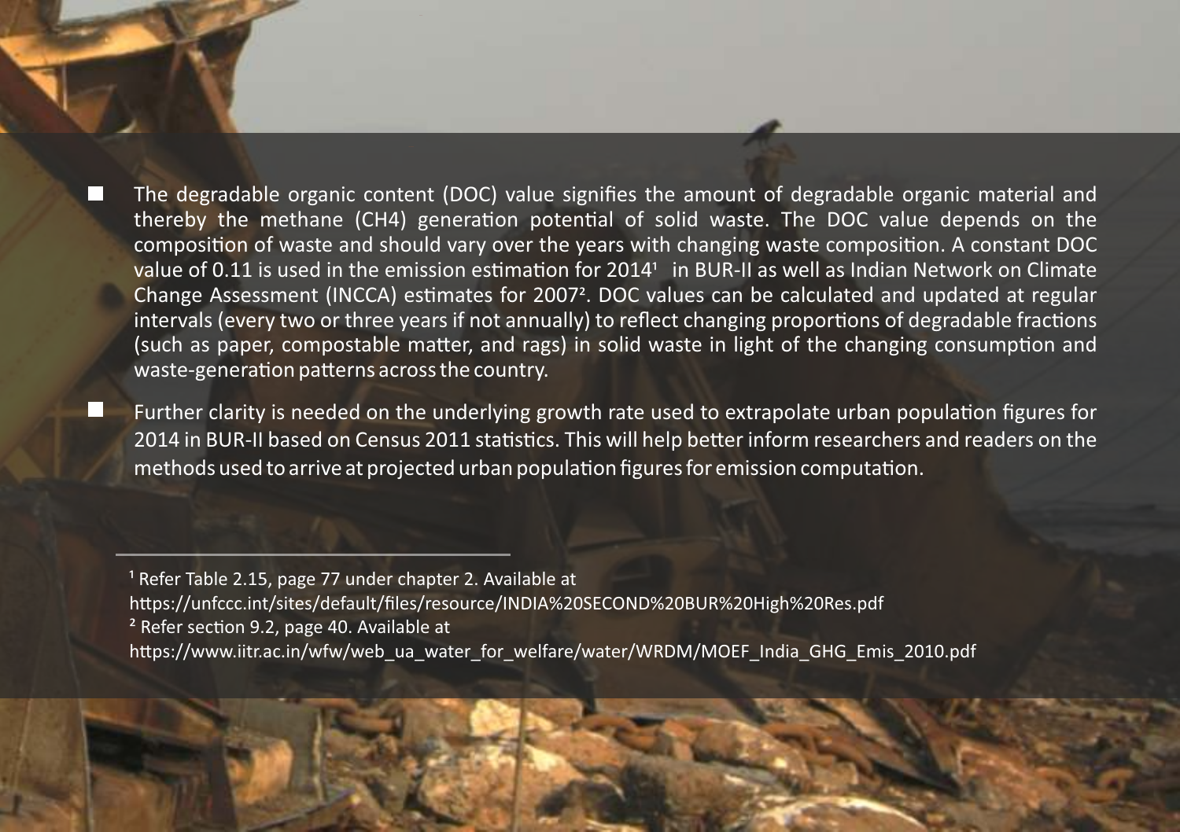- The degradable organic content (DOC) value signifies the amount of degradable organic material and thereby the methane (CH4) generation potential of solid waste. The DOC value depends on the composition of waste and should vary over the years with changing waste composition. A constant DOC value of 0.11 is used in the emission estimation for 2014[1] in BUR-II as well as Indian Network on Climate Change Assessment (INCCA) estimates for 2007[2]. DOC values can be calculated and updated at regular intervals (every two or three years if not annually) to reflect changing proportions of degradable fractions (such as paper, compostable matter, and rags) in solid waste in light of the changing consumption and waste-generation patterns across the country.
- Further clarity is needed on the underlying growth rate used to extrapolate urban population figures for 2014 in BUR-II based on Census 2011 statistics. This will help better inform researchers and readers on the methods used to arrive at projected urban population figures for emission computation.

---

[1] Refer Table 2.15, page 77 under chapter 2. Available at https://unfccc.int/sites/default/files/resource/INDIA%20SECOND%20BUR%20High%20Res.pdf

[2] Refer section 9.2, page 40. Available at https://www.iitr.ac.in/wfw/web_ua_water_for_welfare/water/WRDM/MOEF_India_GHG_Emis_2010.pdf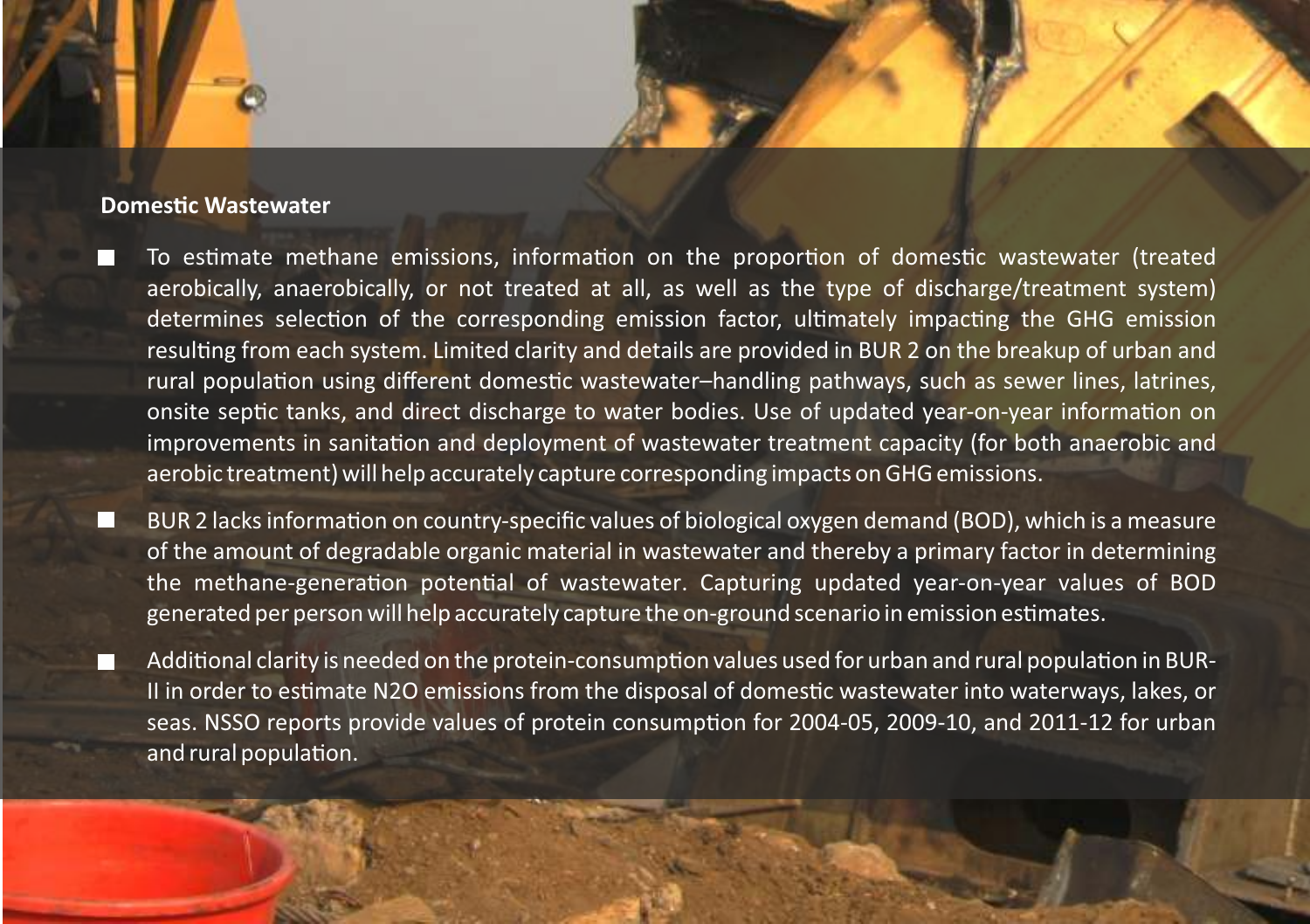**Domestic Wastewater**

- To estimate methane emissions, information on the proportion of domestic wastewater (treated aerobically, anaerobically, or not treated at all, as well as the type of discharge/treatment system) determines selection of the corresponding emission factor, ultimately impacting the GHG emission resulting from each system. Limited clarity and details are provided in BUR 2 on the breakup of urban and rural population using different domestic wastewater–handling pathways, such as sewer lines, latrines, onsite septic tanks, and direct discharge to water bodies. Use of updated year-on-year information on improvements in sanitation and deployment of wastewater treatment capacity (for both anaerobic and aerobic treatment) will help accurately capture corresponding impacts on GHG emissions.
- BUR 2 lacks information on country-specific values of biological oxygen demand (BOD), which is a measure of the amount of degradable organic material in wastewater and thereby a primary factor in determining the methane-generation potential of wastewater. Capturing updated year-on-year values of BOD generated per person will help accurately capture the on-ground scenario in emission estimates.
- Additional clarity is needed on the protein-consumption values used for urban and rural population in BUR-II in order to estimate $N_2O$ emissions from the disposal of domestic wastewater into waterways, lakes, or seas. NSSO reports provide values of protein consumption for 2004-05, 2009-10, and 2011-12 for urban and rural population.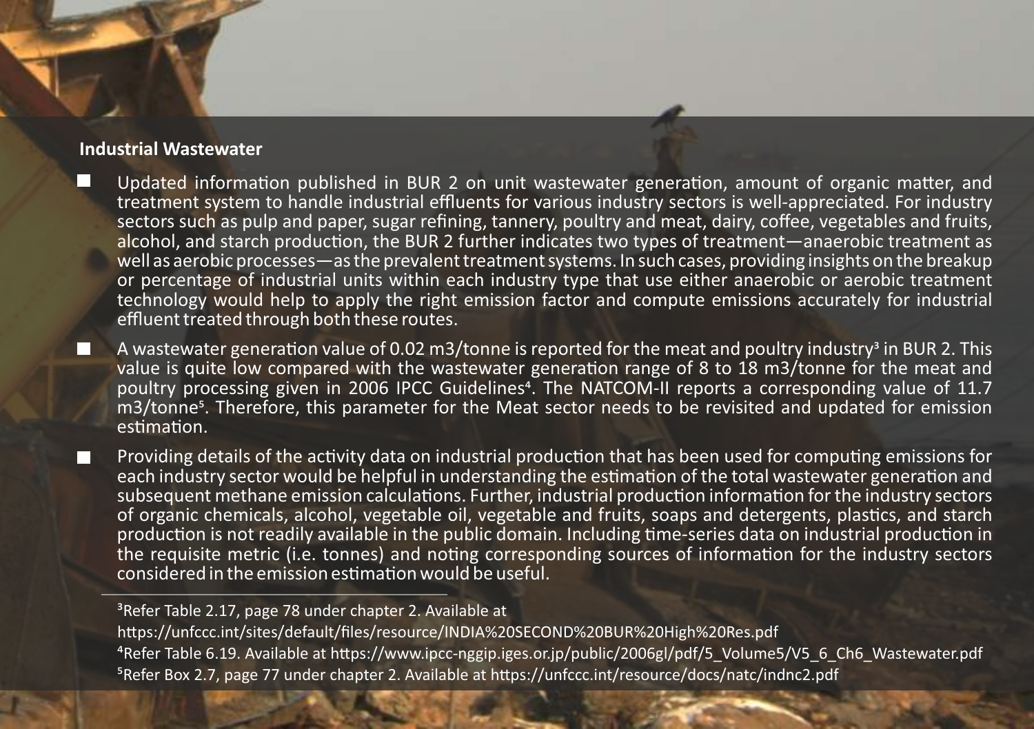**Industrial Wastewater**

- Updated information published in BUR 2 on unit wastewater generation, amount of organic matter, and treatment system to handle industrial effluents for various industry sectors is well-appreciated. For industry sectors such as pulp and paper, sugar refining, tannery, poultry and meat, dairy, coffee, vegetables and fruits, alcohol, and starch production, the BUR 2 further indicates two types of treatment—anaerobic treatment as well as aerobic processes—as the prevalent treatment systems. In such cases, providing insights on the breakup or percentage of industrial units within each industry type that use either anaerobic or aerobic treatment technology would help to apply the right emission factor and compute emissions accurately for industrial effluent treated through both these routes.
- A wastewater generation value of 0.02 m3/tonne is reported for the meat and poultry industry[3] in BUR 2. This value is quite low compared with the wastewater generation range of 8 to 18 m3/tonne for the meat and poultry processing given in 2006 IPCC Guidelines[4]. The NATCOM-II reports a corresponding value of 11.7 m3/tonne[5]. Therefore, this parameter for the Meat sector needs to be revisited and updated for emission estimation.
- Providing details of the activity data on industrial production that has been used for computing emissions for each industry sector would be helpful in understanding the estimation of the total wastewater generation and subsequent methane emission calculations. Further, industrial production information for the industry sectors of organic chemicals, alcohol, vegetable oil, vegetable and fruits, soaps and detergents, plastics, and starch production is not readily available in the public domain. Including time-series data on industrial production in the requisite metric (i.e. tonnes) and noting corresponding sources of information for the industry sectors considered in the emission estimation would be useful.

---

[3] Refer Table 2.17, page 78 under chapter 2. Available at https://unfccc.int/sites/default/files/resource/INDIA%20SECOND%20BUR%20High%20Res.pdf

[4] Refer Table 6.19. Available at https://www.ipcc-nggip.iges.or.jp/public/2006gl/pdf/5_Volume5/V5_6_Ch6_Wastewater.pdf

[5] Refer Box 2.7, page 77 under chapter 2. Available at https://unfccc.int/resource/docs/natc/indnc2.pdf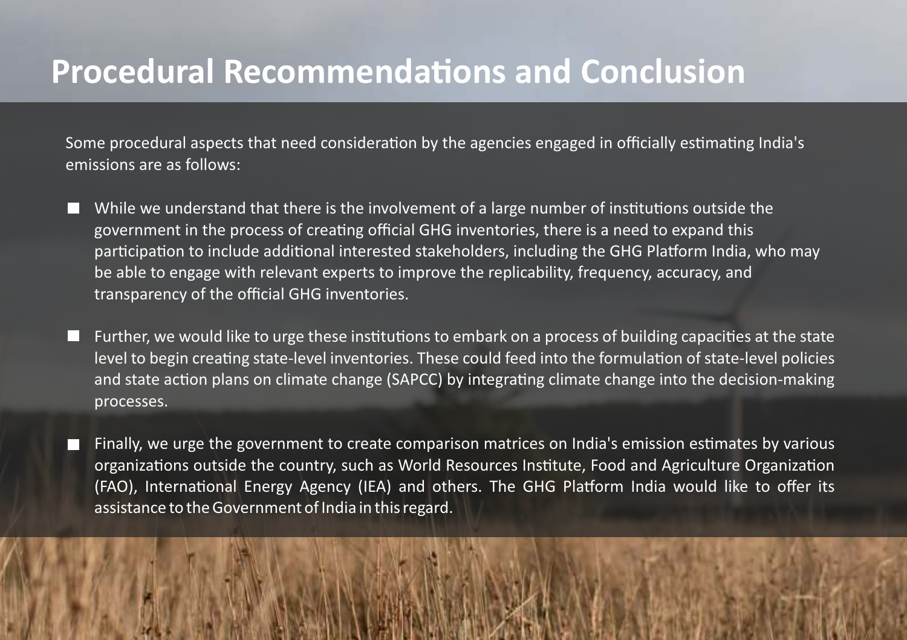# Procedural Recommendations and Conclusion

Some procedural aspects that need consideration by the agencies engaged in officially estimating India's emissions are as follows:

- While we understand that there is the involvement of a large number of institutions outside the government in the process of creating official GHG inventories, there is a need to expand this participation to include additional interested stakeholders, including the GHG Platform India, who may be able to engage with relevant experts to improve the replicability, frequency, accuracy, and transparency of the official GHG inventories.

- Further, we would like to urge these institutions to embark on a process of building capacities at the state level to begin creating state-level inventories. These could feed into the formulation of state-level policies and state action plans on climate change (SAPCC) by integrating climate change into the decision-making processes.

- Finally, we urge the government to create comparison matrices on India's emission estimates by various organizations outside the country, such as World Resources Institute, Food and Agriculture Organization (FAO), International Energy Agency (IEA) and others. The GHG Platform India would like to offer its assistance to the Government of India in this regard.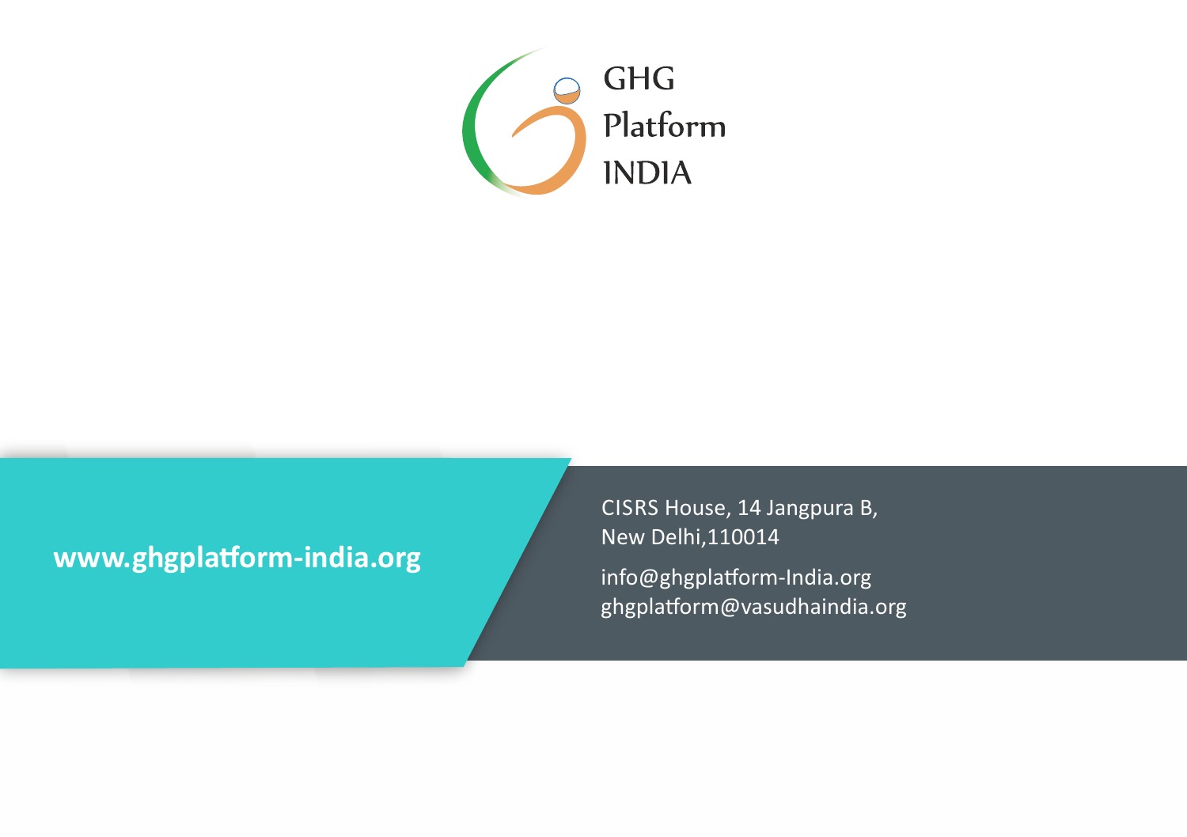GHG
Platform
INDIA

www.ghgplatform-india.org

CISRS House, 14 Jangpura B,
New Delhi,110014

info@ghgplatform-India.org
ghgplatform@vasudhaindia.org